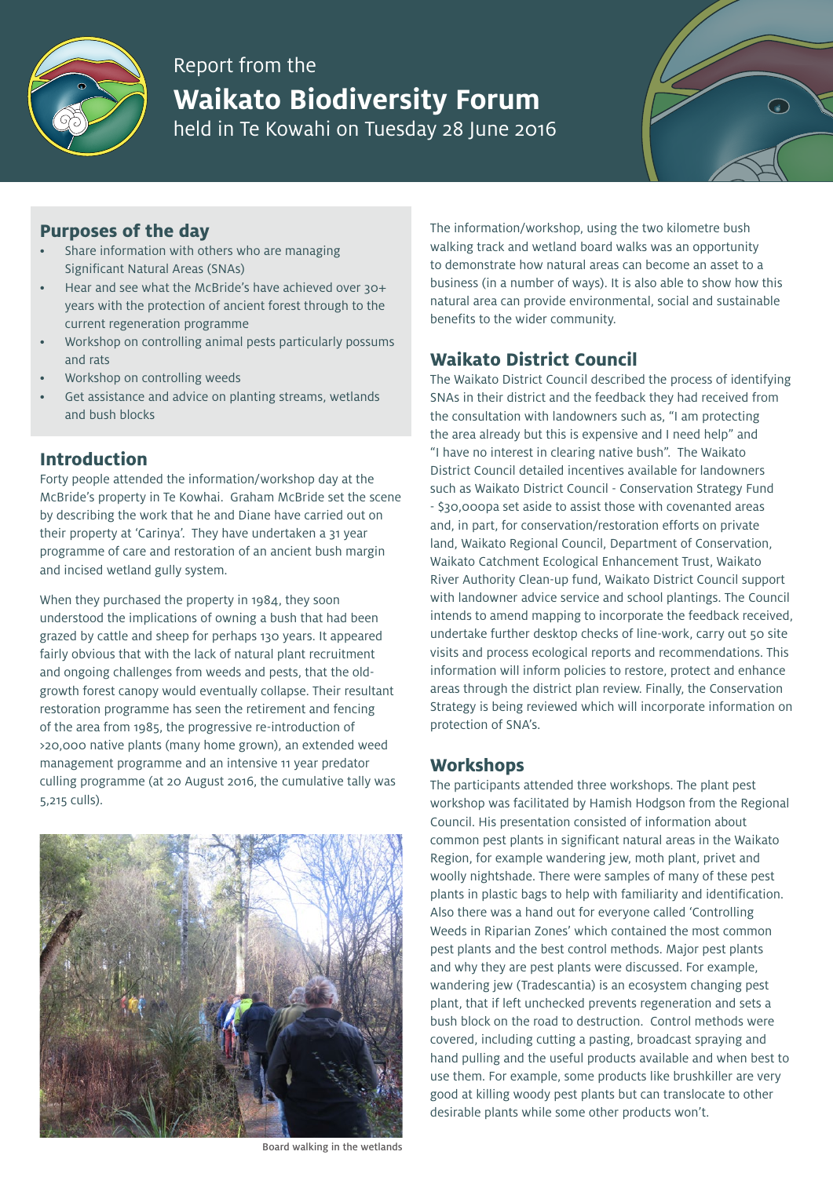# Report from the Waikato Biodiversity Forum

held in Te Kowahi on Tuesday 28 June 2016

## Purposes of the day

- Share information with others who are managing Significant Natural Areas (SNAs)
- Hear and see what the McBride's have achieved over 30+ years with the protection of ancient forest through to the current regeneration programme
- Workshop on controlling animal pests particularly possums and rats
- Workshop on controlling weeds
- Get assistance and advice on planting streams, wetlands and bush blocks

## Introduction

Forty people attended the information/workshop day at the McBride's property in Te Kowhai. Graham McBride set the scene by describing the work that he and Diane have carried out on their property at 'Carinya'. They have undertaken a 31 year programme of care and restoration of an ancient bush margin and incised wetland gully system.

When they purchased the property in 1984, they soon understood the implications of owning a bush that had been grazed by cattle and sheep for perhaps 130 years. It appeared fairly obvious that with the lack of natural plant recruitment and ongoing challenges from weeds and pests, that the old-growth forest canopy would eventually collapse. Their resultant restoration programme has seen the retirement and fencing of the area from 1985, the progressive re-introduction of >20,000 native plants (many home grown), an extended weed management programme and an intensive 11 year predator culling programme (at 20 August 2016, the cumulative tally was 5,215 culls).

Board walking in the wetlands

The information/workshop, using the two kilometre bush walking track and wetland board walks was an opportunity to demonstrate how natural areas can become an asset to a business (in a number of ways). It is also able to show how this natural area can provide environmental, social and sustainable benefits to the wider community.

## Waikato District Council

The Waikato District Council described the process of identifying SNAs in their district and the feedback they had received from the consultation with landowners such as, "I am protecting the area already but this is expensive and I need help" and "I have no interest in clearing native bush". The Waikato District Council detailed incentives available for landowners such as Waikato District Council - Conservation Strategy Fund - $30,000pa set aside to assist those with covenanted areas and, in part, for conservation/restoration efforts on private land, Waikato Regional Council, Department of Conservation, Waikato Catchment Ecological Enhancement Trust, Waikato River Authority Clean-up fund, Waikato District Council support with landowner advice service and school plantings. The Council intends to amend mapping to incorporate the feedback received, undertake further desktop checks of line-work, carry out 50 site visits and process ecological reports and recommendations. This information will inform policies to restore, protect and enhance areas through the district plan review. Finally, the Conservation Strategy is being reviewed which will incorporate information on protection of SNA's.

## Workshops

The participants attended three workshops. The plant pest workshop was facilitated by Hamish Hodgson from the Regional Council. His presentation consisted of information about common pest plants in significant natural areas in the Waikato Region, for example wandering jew, moth plant, privet and woolly nightshade. There were samples of many of these pest plants in plastic bags to help with familiarity and identification. Also there was a hand out for everyone called 'Controlling Weeds in Riparian Zones' which contained the most common pest plants and the best control methods. Major pest plants and why they are pest plants were discussed. For example, wandering jew (Tradescantia) is an ecosystem changing pest plant, that if left unchecked prevents regeneration and sets a bush block on the road to destruction. Control methods were covered, including cutting a pasting, broadcast spraying and hand pulling and the useful products available and when best to use them. For example, some products like brushkiller are very good at killing woody pest plants but can translocate to other desirable plants while some other products won't.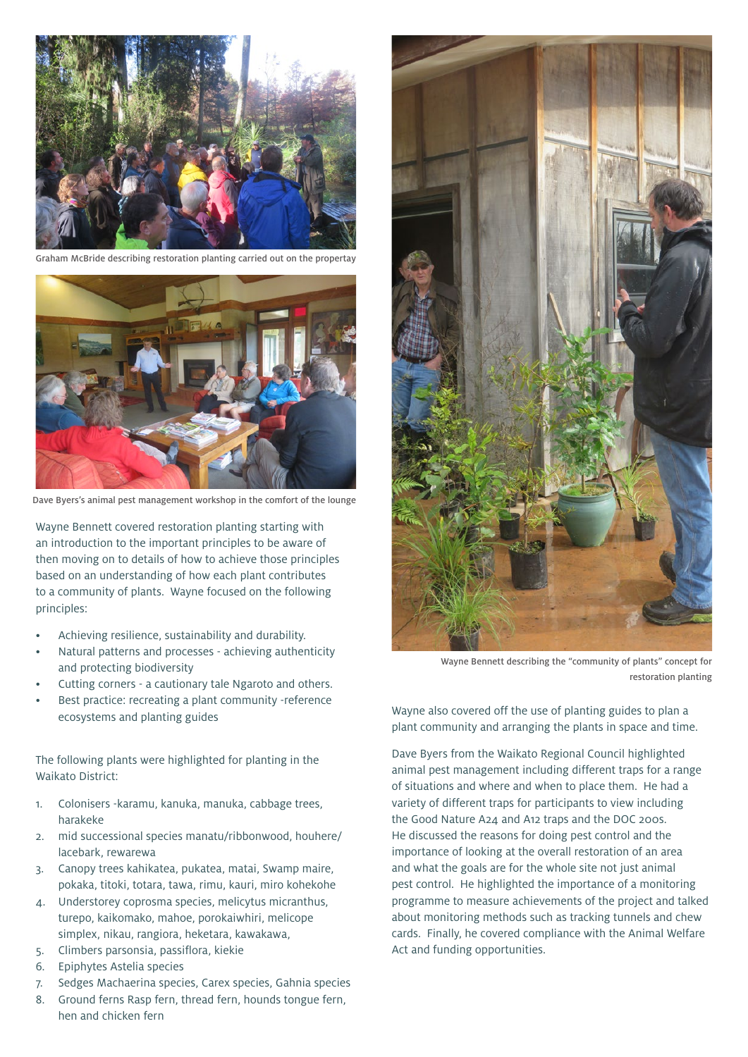Graham McBride describing restoration planting carried out on the propertay

Dave Byers's animal pest management workshop in the comfort of the lounge

Wayne Bennett covered restoration planting starting with an introduction to the important principles to be aware of then moving on to details of how to achieve those principles based on an understanding of how each plant contributes to a community of plants. Wayne focused on the following principles:

- Achieving resilience, sustainability and durability.
- Natural patterns and processes - achieving authenticity and protecting biodiversity
- Cutting corners - a cautionary tale Ngaroto and others.
- Best practice: recreating a plant community -reference ecosystems and planting guides

The following plants were highlighted for planting in the Waikato District:

1. Colonisers -karamu, kanuka, manuka, cabbage trees, harakeke
2. mid successional species manatu/ribbonwood, houhere/ lacebark, rewarewa
3. Canopy trees kahikatea, pukatea, matai, Swamp maire, pokaka, titoki, totara, tawa, rimu, kauri, miro kohekohe
4. Understorey coprosma species, melicytus micranthus, turepo, kaikomako, mahoe, porokaiwhiri, melicope simplex, nikau, rangiora, heketara, kawakawa,
5. Climbers parsonsia, passiflora, kiekie
6. Epiphytes Astelia species
7. Sedges Machaerina species, Carex species, Gahnia species
8. Ground ferns Rasp fern, thread fern, hounds tongue fern, hen and chicken fern

Wayne Bennett describing the "community of plants" concept for restoration planting

Wayne also covered off the use of planting guides to plan a plant community and arranging the plants in space and time.

Dave Byers from the Waikato Regional Council highlighted animal pest management including different traps for a range of situations and where and when to place them. He had a variety of different traps for participants to view including the Good Nature A24 and A12 traps and the DOC 200s. He discussed the reasons for doing pest control and the importance of looking at the overall restoration of an area and what the goals are for the whole site not just animal pest control. He highlighted the importance of a monitoring programme to measure achievements of the project and talked about monitoring methods such as tracking tunnels and chew cards. Finally, he covered compliance with the Animal Welfare Act and funding opportunities.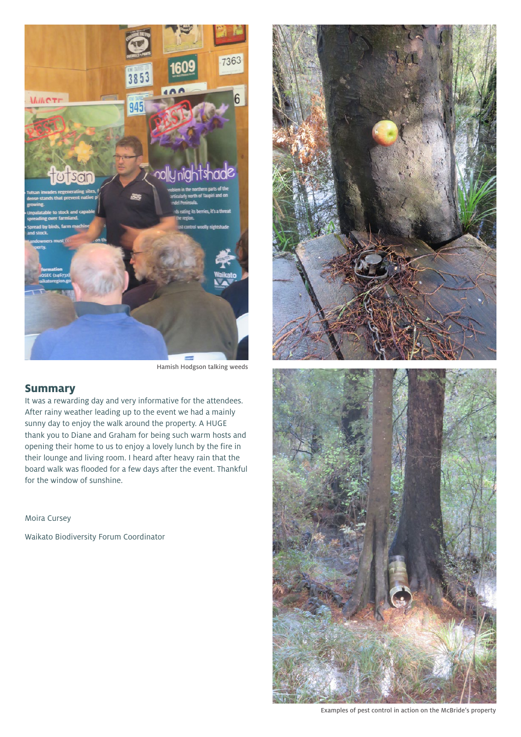Hamish Hodgson talking weeds

## Summary

It was a rewarding day and very informative for the attendees. After rainy weather leading up to the event we had a mainly sunny day to enjoy the walk around the property. A HUGE thank you to Diane and Graham for being such warm hosts and opening their home to us to enjoy a lovely lunch by the fire in their lounge and living room. I heard after heavy rain that the board walk was flooded for a few days after the event. Thankful for the window of sunshine.

Moira Cursey

Waikato Biodiversity Forum Coordinator

Examples of pest control in action on the McBride's property